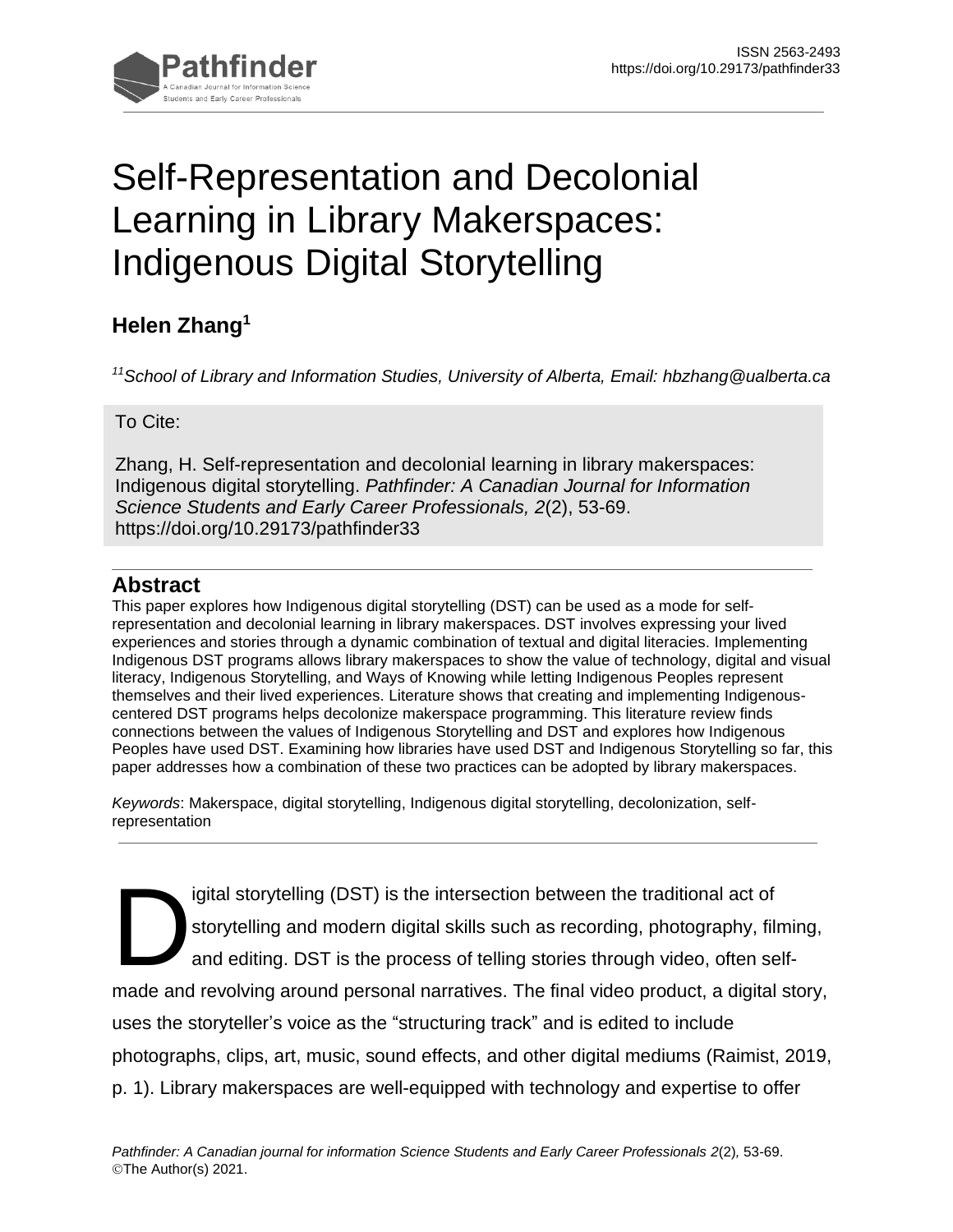ISSN 2563-2493
https://doi.org/10.29173/pathfinder33

# Self-Representation and Decolonial Learning in Library Makerspaces: Indigenous Digital Storytelling

**Helen Zhang**[1]

*[1]School of Library and Information Studies, University of Alberta, Email: hbzhang@ualberta.ca*

To Cite:

Zhang, H. Self-representation and decolonial learning in library makerspaces: Indigenous digital storytelling. *Pathfinder: A Canadian Journal for Information Science Students and Early Career Professionals, 2*(2), 53-69. https://doi.org/10.29173/pathfinder33

## Abstract

This paper explores how Indigenous digital storytelling (DST) can be used as a mode for self-representation and decolonial learning in library makerspaces. DST involves expressing your lived experiences and stories through a dynamic combination of textual and digital literacies. Implementing Indigenous DST programs allows library makerspaces to show the value of technology, digital and visual literacy, Indigenous Storytelling, and Ways of Knowing while letting Indigenous Peoples represent themselves and their lived experiences. Literature shows that creating and implementing Indigenous-centered DST programs helps decolonize makerspace programming. This literature review finds connections between the values of Indigenous Storytelling and DST and explores how Indigenous Peoples have used DST. Examining how libraries have used DST and Indigenous Storytelling so far, this paper addresses how a combination of these two practices can be adopted by library makerspaces.

*Keywords*: Makerspace, digital storytelling, Indigenous digital storytelling, decolonization, self-representation

Digital storytelling (DST) is the intersection between the traditional act of storytelling and modern digital skills such as recording, photography, filming, and editing. DST is the process of telling stories through video, often self-made and revolving around personal narratives. The final video product, a digital story, uses the storyteller's voice as the "structuring track" and is edited to include photographs, clips, art, music, sound effects, and other digital mediums (Raimist, 2019, p. 1). Library makerspaces are well-equipped with technology and expertise to offer

©The Author(s) 2021.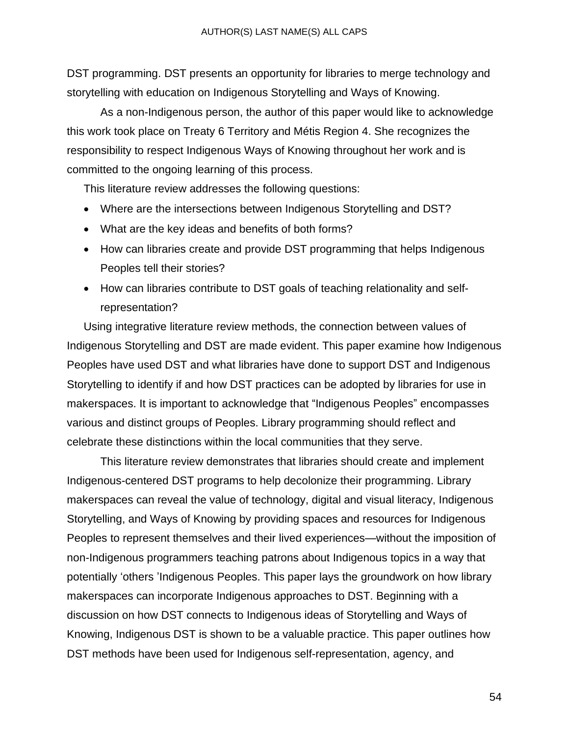DST programming. DST presents an opportunity for libraries to merge technology and storytelling with education on Indigenous Storytelling and Ways of Knowing.

As a non-Indigenous person, the author of this paper would like to acknowledge this work took place on Treaty 6 Territory and Métis Region 4. She recognizes the responsibility to respect Indigenous Ways of Knowing throughout her work and is committed to the ongoing learning of this process.

This literature review addresses the following questions:

- Where are the intersections between Indigenous Storytelling and DST?
- What are the key ideas and benefits of both forms?
- How can libraries create and provide DST programming that helps Indigenous Peoples tell their stories?
- How can libraries contribute to DST goals of teaching relationality and self-representation?

Using integrative literature review methods, the connection between values of Indigenous Storytelling and DST are made evident. This paper examine how Indigenous Peoples have used DST and what libraries have done to support DST and Indigenous Storytelling to identify if and how DST practices can be adopted by libraries for use in makerspaces. It is important to acknowledge that "Indigenous Peoples" encompasses various and distinct groups of Peoples. Library programming should reflect and celebrate these distinctions within the local communities that they serve.

This literature review demonstrates that libraries should create and implement Indigenous-centered DST programs to help decolonize their programming. Library makerspaces can reveal the value of technology, digital and visual literacy, Indigenous Storytelling, and Ways of Knowing by providing spaces and resources for Indigenous Peoples to represent themselves and their lived experiences—without the imposition of non-Indigenous programmers teaching patrons about Indigenous topics in a way that potentially 'others 'Indigenous Peoples. This paper lays the groundwork on how library makerspaces can incorporate Indigenous approaches to DST. Beginning with a discussion on how DST connects to Indigenous ideas of Storytelling and Ways of Knowing, Indigenous DST is shown to be a valuable practice. This paper outlines how DST methods have been used for Indigenous self-representation, agency, and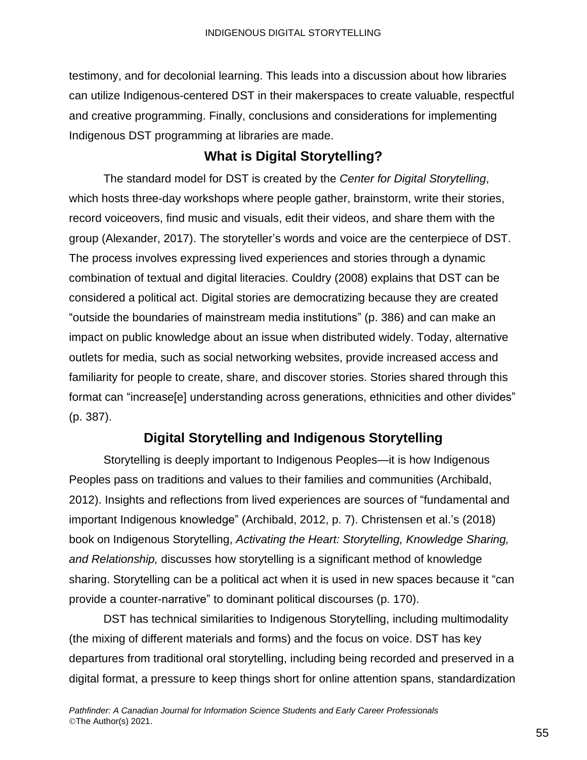testimony, and for decolonial learning. This leads into a discussion about how libraries can utilize Indigenous-centered DST in their makerspaces to create valuable, respectful and creative programming. Finally, conclusions and considerations for implementing Indigenous DST programming at libraries are made.

## What is Digital Storytelling?

The standard model for DST is created by the *Center for Digital Storytelling*, which hosts three-day workshops where people gather, brainstorm, write their stories, record voiceovers, find music and visuals, edit their videos, and share them with the group (Alexander, 2017). The storyteller's words and voice are the centerpiece of DST. The process involves expressing lived experiences and stories through a dynamic combination of textual and digital literacies. Couldry (2008) explains that DST can be considered a political act. Digital stories are democratizing because they are created "outside the boundaries of mainstream media institutions" (p. 386) and can make an impact on public knowledge about an issue when distributed widely. Today, alternative outlets for media, such as social networking websites, provide increased access and familiarity for people to create, share, and discover stories. Stories shared through this format can "increase[e] understanding across generations, ethnicities and other divides" (p. 387).

## Digital Storytelling and Indigenous Storytelling

Storytelling is deeply important to Indigenous Peoples—it is how Indigenous Peoples pass on traditions and values to their families and communities (Archibald, 2012). Insights and reflections from lived experiences are sources of "fundamental and important Indigenous knowledge" (Archibald, 2012, p. 7). Christensen et al.'s (2018) book on Indigenous Storytelling, *Activating the Heart: Storytelling, Knowledge Sharing, and Relationship,* discusses how storytelling is a significant method of knowledge sharing. Storytelling can be a political act when it is used in new spaces because it "can provide a counter-narrative" to dominant political discourses (p. 170).

DST has technical similarities to Indigenous Storytelling, including multimodality (the mixing of different materials and forms) and the focus on voice. DST has key departures from traditional oral storytelling, including being recorded and preserved in a digital format, a pressure to keep things short for online attention spans, standardization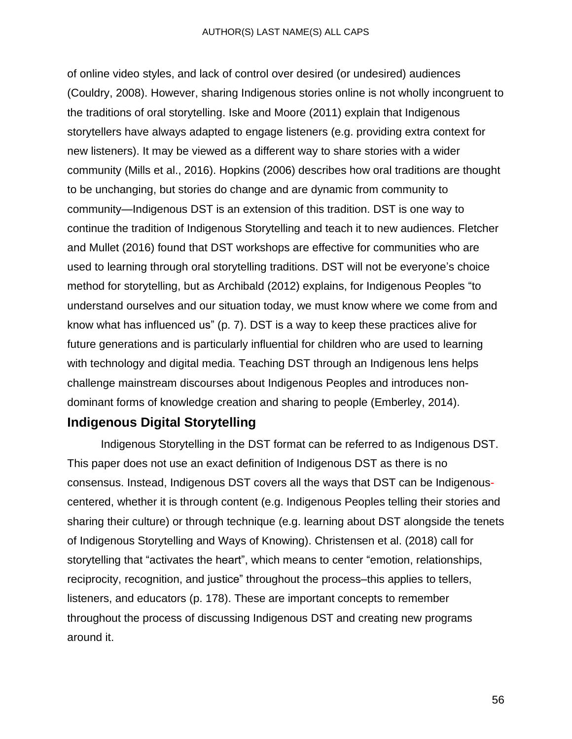of online video styles, and lack of control over desired (or undesired) audiences (Couldry, 2008). However, sharing Indigenous stories online is not wholly incongruent to the traditions of oral storytelling. Iske and Moore (2011) explain that Indigenous storytellers have always adapted to engage listeners (e.g. providing extra context for new listeners). It may be viewed as a different way to share stories with a wider community (Mills et al., 2016). Hopkins (2006) describes how oral traditions are thought to be unchanging, but stories do change and are dynamic from community to community—Indigenous DST is an extension of this tradition. DST is one way to continue the tradition of Indigenous Storytelling and teach it to new audiences. Fletcher and Mullet (2016) found that DST workshops are effective for communities who are used to learning through oral storytelling traditions. DST will not be everyone's choice method for storytelling, but as Archibald (2012) explains, for Indigenous Peoples "to understand ourselves and our situation today, we must know where we come from and know what has influenced us" (p. 7). DST is a way to keep these practices alive for future generations and is particularly influential for children who are used to learning with technology and digital media. Teaching DST through an Indigenous lens helps challenge mainstream discourses about Indigenous Peoples and introduces non-dominant forms of knowledge creation and sharing to people (Emberley, 2014).

## Indigenous Digital Storytelling

Indigenous Storytelling in the DST format can be referred to as Indigenous DST. This paper does not use an exact definition of Indigenous DST as there is no consensus. Instead, Indigenous DST covers all the ways that DST can be Indigenous-centered, whether it is through content (e.g. Indigenous Peoples telling their stories and sharing their culture) or through technique (e.g. learning about DST alongside the tenets of Indigenous Storytelling and Ways of Knowing). Christensen et al. (2018) call for storytelling that "activates the heart", which means to center "emotion, relationships, reciprocity, recognition, and justice" throughout the process–this applies to tellers, listeners, and educators (p. 178). These are important concepts to remember throughout the process of discussing Indigenous DST and creating new programs around it.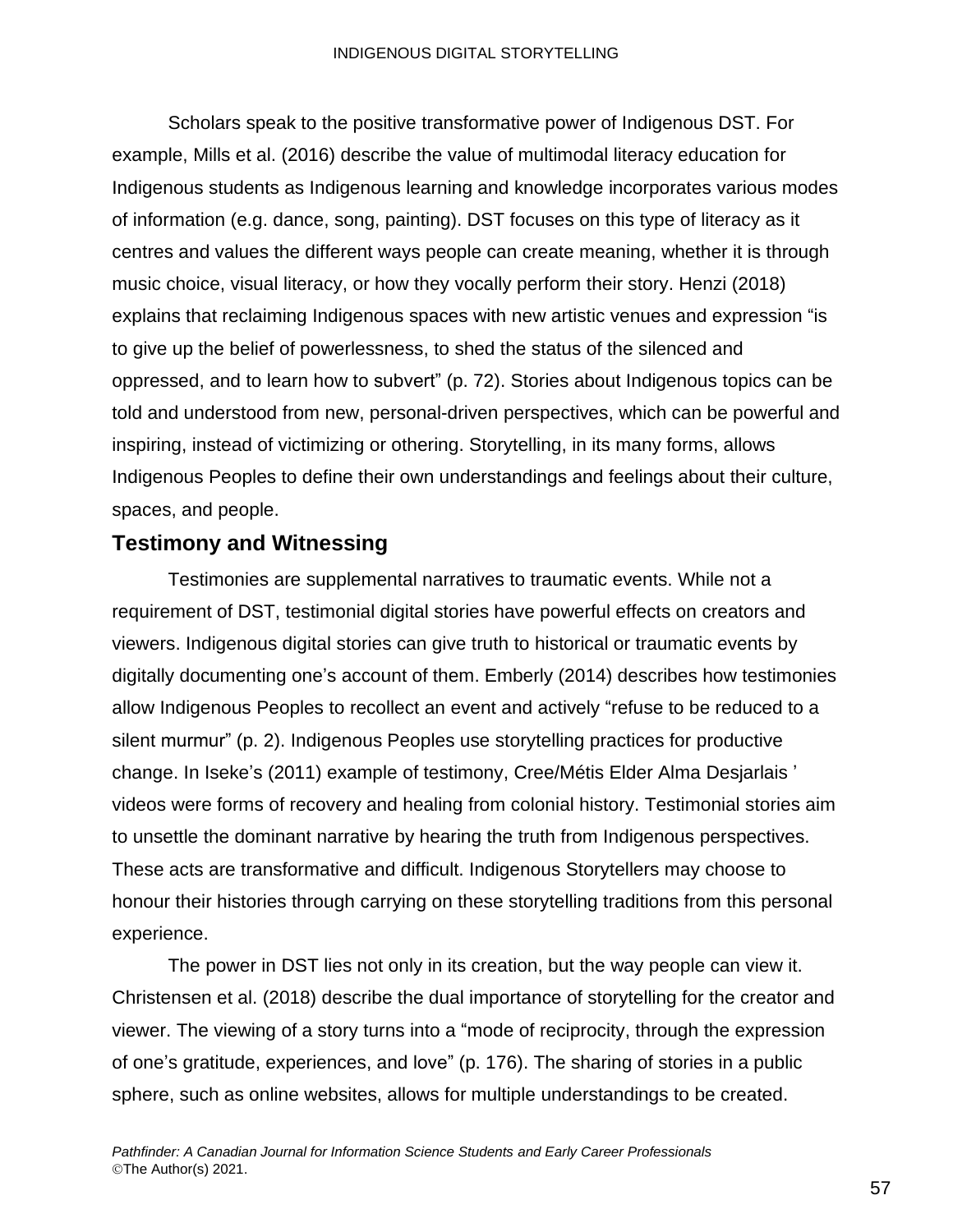Scholars speak to the positive transformative power of Indigenous DST. For example, Mills et al. (2016) describe the value of multimodal literacy education for Indigenous students as Indigenous learning and knowledge incorporates various modes of information (e.g. dance, song, painting). DST focuses on this type of literacy as it centres and values the different ways people can create meaning, whether it is through music choice, visual literacy, or how they vocally perform their story. Henzi (2018) explains that reclaiming Indigenous spaces with new artistic venues and expression "is to give up the belief of powerlessness, to shed the status of the silenced and oppressed, and to learn how to subvert" (p. 72). Stories about Indigenous topics can be told and understood from new, personal-driven perspectives, which can be powerful and inspiring, instead of victimizing or othering. Storytelling, in its many forms, allows Indigenous Peoples to define their own understandings and feelings about their culture, spaces, and people.

## Testimony and Witnessing

Testimonies are supplemental narratives to traumatic events. While not a requirement of DST, testimonial digital stories have powerful effects on creators and viewers. Indigenous digital stories can give truth to historical or traumatic events by digitally documenting one's account of them. Emberly (2014) describes how testimonies allow Indigenous Peoples to recollect an event and actively "refuse to be reduced to a silent murmur" (p. 2). Indigenous Peoples use storytelling practices for productive change. In Iseke's (2011) example of testimony, Cree/Métis Elder Alma Desjarlais ' videos were forms of recovery and healing from colonial history. Testimonial stories aim to unsettle the dominant narrative by hearing the truth from Indigenous perspectives. These acts are transformative and difficult. Indigenous Storytellers may choose to honour their histories through carrying on these storytelling traditions from this personal experience.

The power in DST lies not only in its creation, but the way people can view it. Christensen et al. (2018) describe the dual importance of storytelling for the creator and viewer. The viewing of a story turns into a "mode of reciprocity, through the expression of one's gratitude, experiences, and love" (p. 176). The sharing of stories in a public sphere, such as online websites, allows for multiple understandings to be created.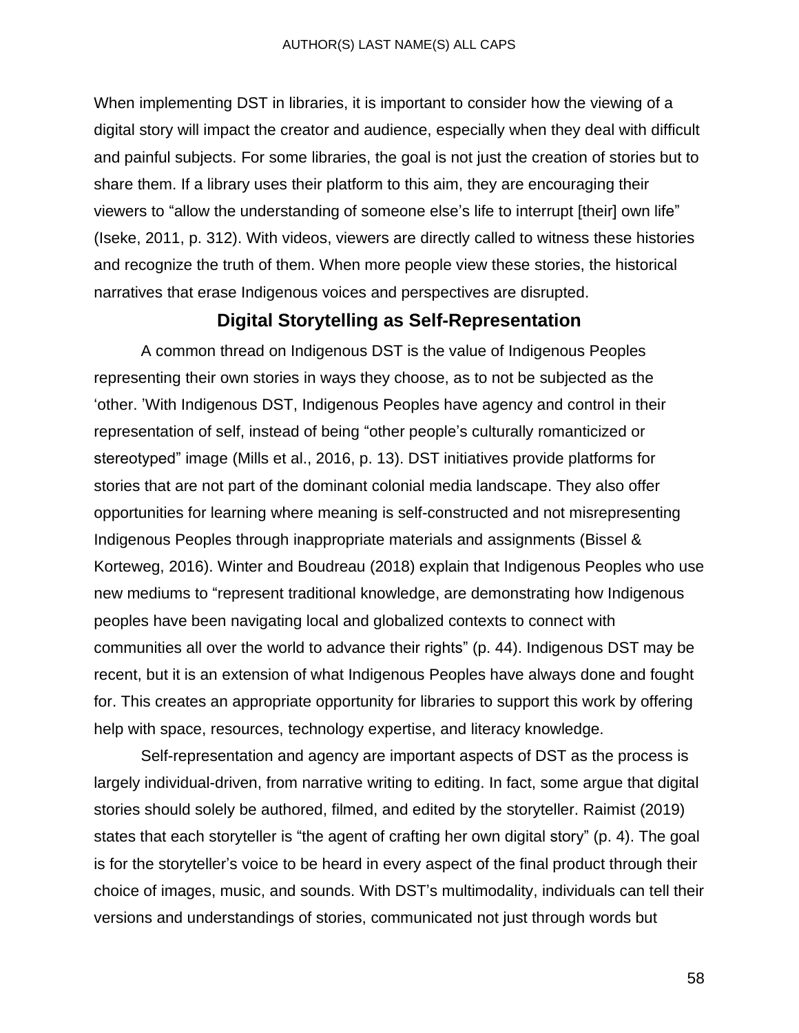When implementing DST in libraries, it is important to consider how the viewing of a digital story will impact the creator and audience, especially when they deal with difficult and painful subjects. For some libraries, the goal is not just the creation of stories but to share them. If a library uses their platform to this aim, they are encouraging their viewers to "allow the understanding of someone else's life to interrupt [their] own life" (Iseke, 2011, p. 312). With videos, viewers are directly called to witness these histories and recognize the truth of them. When more people view these stories, the historical narratives that erase Indigenous voices and perspectives are disrupted.

## Digital Storytelling as Self-Representation

A common thread on Indigenous DST is the value of Indigenous Peoples representing their own stories in ways they choose, as to not be subjected as the 'other. 'With Indigenous DST, Indigenous Peoples have agency and control in their representation of self, instead of being "other people's culturally romanticized or stereotyped" image (Mills et al., 2016, p. 13). DST initiatives provide platforms for stories that are not part of the dominant colonial media landscape. They also offer opportunities for learning where meaning is self-constructed and not misrepresenting Indigenous Peoples through inappropriate materials and assignments (Bissel & Korteweg, 2016). Winter and Boudreau (2018) explain that Indigenous Peoples who use new mediums to "represent traditional knowledge, are demonstrating how Indigenous peoples have been navigating local and globalized contexts to connect with communities all over the world to advance their rights" (p. 44). Indigenous DST may be recent, but it is an extension of what Indigenous Peoples have always done and fought for. This creates an appropriate opportunity for libraries to support this work by offering help with space, resources, technology expertise, and literacy knowledge.

Self-representation and agency are important aspects of DST as the process is largely individual-driven, from narrative writing to editing. In fact, some argue that digital stories should solely be authored, filmed, and edited by the storyteller. Raimist (2019) states that each storyteller is "the agent of crafting her own digital story" (p. 4). The goal is for the storyteller's voice to be heard in every aspect of the final product through their choice of images, music, and sounds. With DST's multimodality, individuals can tell their versions and understandings of stories, communicated not just through words but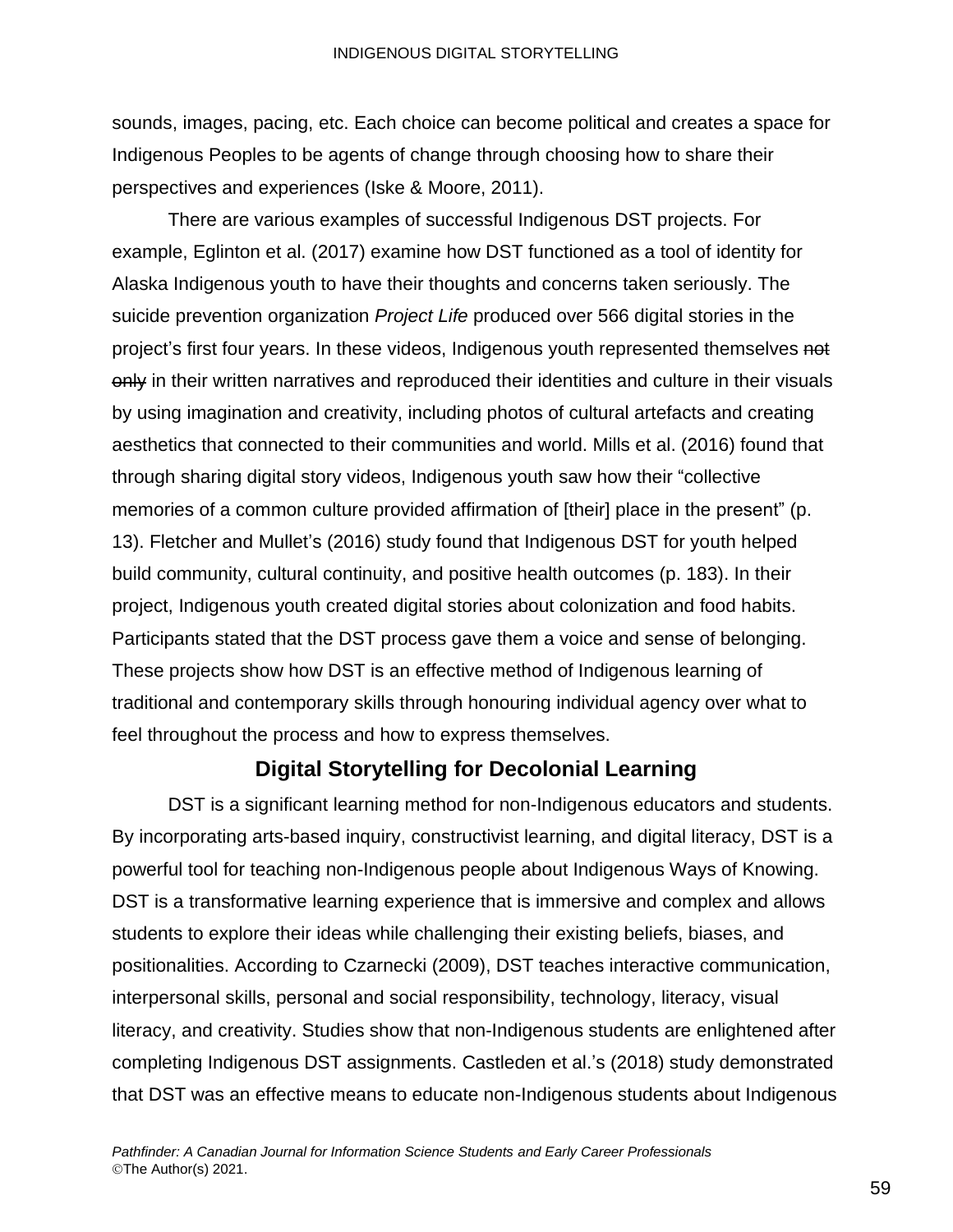sounds, images, pacing, etc. Each choice can become political and creates a space for Indigenous Peoples to be agents of change through choosing how to share their perspectives and experiences (Iske & Moore, 2011).

There are various examples of successful Indigenous DST projects. For example, Eglinton et al. (2017) examine how DST functioned as a tool of identity for Alaska Indigenous youth to have their thoughts and concerns taken seriously. The suicide prevention organization *Project Life* produced over 566 digital stories in the project's first four years. In these videos, Indigenous youth represented themselves ~~not only~~ in their written narratives and reproduced their identities and culture in their visuals by using imagination and creativity, including photos of cultural artefacts and creating aesthetics that connected to their communities and world. Mills et al. (2016) found that through sharing digital story videos, Indigenous youth saw how their "collective memories of a common culture provided affirmation of [their] place in the present" (p. 13). Fletcher and Mullet's (2016) study found that Indigenous DST for youth helped build community, cultural continuity, and positive health outcomes (p. 183). In their project, Indigenous youth created digital stories about colonization and food habits. Participants stated that the DST process gave them a voice and sense of belonging. These projects show how DST is an effective method of Indigenous learning of traditional and contemporary skills through honouring individual agency over what to feel throughout the process and how to express themselves.

## Digital Storytelling for Decolonial Learning

DST is a significant learning method for non-Indigenous educators and students. By incorporating arts-based inquiry, constructivist learning, and digital literacy, DST is a powerful tool for teaching non-Indigenous people about Indigenous Ways of Knowing. DST is a transformative learning experience that is immersive and complex and allows students to explore their ideas while challenging their existing beliefs, biases, and positionalities. According to Czarnecki (2009), DST teaches interactive communication, interpersonal skills, personal and social responsibility, technology, literacy, visual literacy, and creativity. Studies show that non-Indigenous students are enlightened after completing Indigenous DST assignments. Castleden et al.'s (2018) study demonstrated that DST was an effective means to educate non-Indigenous students about Indigenous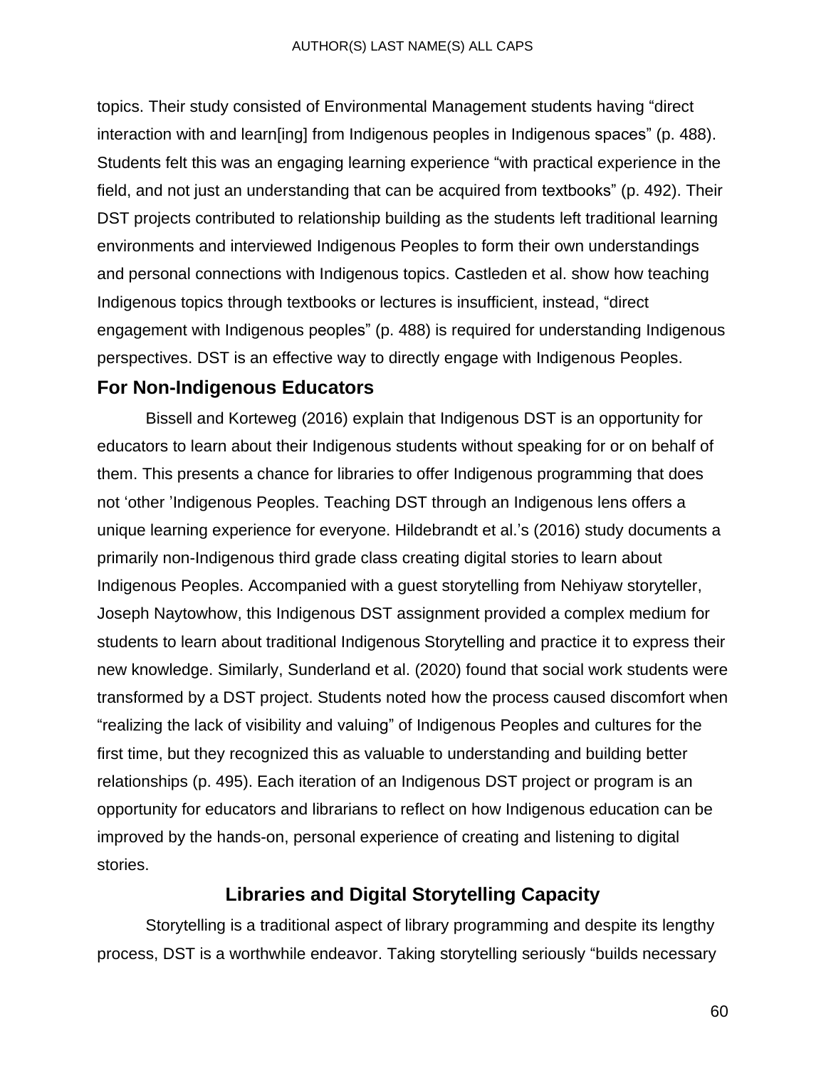topics. Their study consisted of Environmental Management students having "direct interaction with and learn[ing] from Indigenous peoples in Indigenous spaces" (p. 488). Students felt this was an engaging learning experience "with practical experience in the field, and not just an understanding that can be acquired from textbooks" (p. 492). Their DST projects contributed to relationship building as the students left traditional learning environments and interviewed Indigenous Peoples to form their own understandings and personal connections with Indigenous topics. Castleden et al. show how teaching Indigenous topics through textbooks or lectures is insufficient, instead, "direct engagement with Indigenous peoples" (p. 488) is required for understanding Indigenous perspectives. DST is an effective way to directly engage with Indigenous Peoples.

### For Non-Indigenous Educators

Bissell and Korteweg (2016) explain that Indigenous DST is an opportunity for educators to learn about their Indigenous students without speaking for or on behalf of them. This presents a chance for libraries to offer Indigenous programming that does not 'other 'Indigenous Peoples. Teaching DST through an Indigenous lens offers a unique learning experience for everyone. Hildebrandt et al.'s (2016) study documents a primarily non-Indigenous third grade class creating digital stories to learn about Indigenous Peoples. Accompanied with a guest storytelling from Nehiyaw storyteller, Joseph Naytowhow, this Indigenous DST assignment provided a complex medium for students to learn about traditional Indigenous Storytelling and practice it to express their new knowledge. Similarly, Sunderland et al. (2020) found that social work students were transformed by a DST project. Students noted how the process caused discomfort when "realizing the lack of visibility and valuing" of Indigenous Peoples and cultures for the first time, but they recognized this as valuable to understanding and building better relationships (p. 495). Each iteration of an Indigenous DST project or program is an opportunity for educators and librarians to reflect on how Indigenous education can be improved by the hands-on, personal experience of creating and listening to digital stories.

## Libraries and Digital Storytelling Capacity

Storytelling is a traditional aspect of library programming and despite its lengthy process, DST is a worthwhile endeavor. Taking storytelling seriously "builds necessary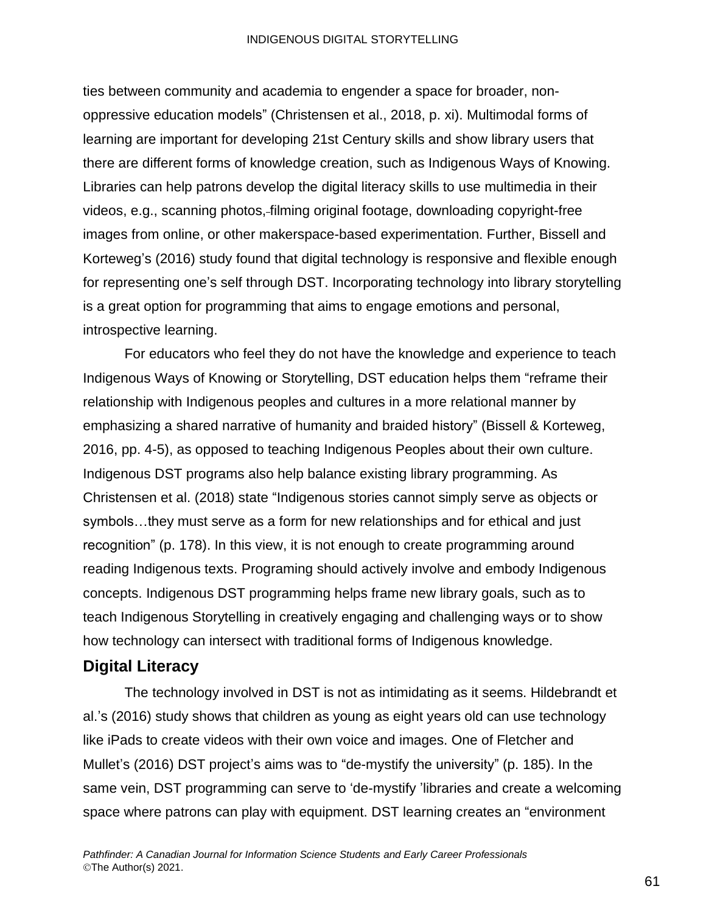ties between community and academia to engender a space for broader, non-oppressive education models" (Christensen et al., 2018, p. xi). Multimodal forms of learning are important for developing 21st Century skills and show library users that there are different forms of knowledge creation, such as Indigenous Ways of Knowing. Libraries can help patrons develop the digital literacy skills to use multimedia in their videos, e.g., scanning photos, filming original footage, downloading copyright-free images from online, or other makerspace-based experimentation. Further, Bissell and Korteweg's (2016) study found that digital technology is responsive and flexible enough for representing one's self through DST. Incorporating technology into library storytelling is a great option for programming that aims to engage emotions and personal, introspective learning.

For educators who feel they do not have the knowledge and experience to teach Indigenous Ways of Knowing or Storytelling, DST education helps them "reframe their relationship with Indigenous peoples and cultures in a more relational manner by emphasizing a shared narrative of humanity and braided history" (Bissell & Korteweg, 2016, pp. 4-5), as opposed to teaching Indigenous Peoples about their own culture. Indigenous DST programs also help balance existing library programming. As Christensen et al. (2018) state "Indigenous stories cannot simply serve as objects or symbols…they must serve as a form for new relationships and for ethical and just recognition" (p. 178). In this view, it is not enough to create programming around reading Indigenous texts. Programing should actively involve and embody Indigenous concepts. Indigenous DST programming helps frame new library goals, such as to teach Indigenous Storytelling in creatively engaging and challenging ways or to show how technology can intersect with traditional forms of Indigenous knowledge.

## Digital Literacy

The technology involved in DST is not as intimidating as it seems. Hildebrandt et al.'s (2016) study shows that children as young as eight years old can use technology like iPads to create videos with their own voice and images. One of Fletcher and Mullet's (2016) DST project's aims was to "de-mystify the university" (p. 185). In the same vein, DST programming can serve to 'de-mystify 'libraries and create a welcoming space where patrons can play with equipment. DST learning creates an "environment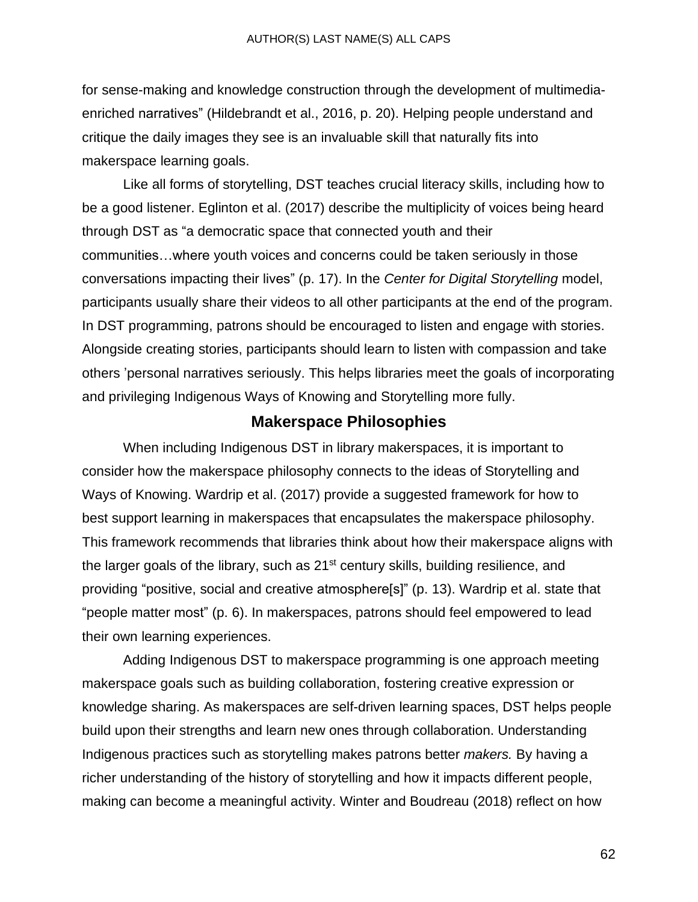for sense-making and knowledge construction through the development of multimedia-enriched narratives" (Hildebrandt et al., 2016, p. 20). Helping people understand and critique the daily images they see is an invaluable skill that naturally fits into makerspace learning goals.

Like all forms of storytelling, DST teaches crucial literacy skills, including how to be a good listener. Eglinton et al. (2017) describe the multiplicity of voices being heard through DST as "a democratic space that connected youth and their communities…where youth voices and concerns could be taken seriously in those conversations impacting their lives" (p. 17). In the *Center for Digital Storytelling* model, participants usually share their videos to all other participants at the end of the program. In DST programming, patrons should be encouraged to listen and engage with stories. Alongside creating stories, participants should learn to listen with compassion and take others 'personal narratives seriously. This helps libraries meet the goals of incorporating and privileging Indigenous Ways of Knowing and Storytelling more fully.

## Makerspace Philosophies

When including Indigenous DST in library makerspaces, it is important to consider how the makerspace philosophy connects to the ideas of Storytelling and Ways of Knowing. Wardrip et al. (2017) provide a suggested framework for how to best support learning in makerspaces that encapsulates the makerspace philosophy. This framework recommends that libraries think about how their makerspace aligns with the larger goals of the library, such as 21st century skills, building resilience, and providing "positive, social and creative atmosphere[s]" (p. 13). Wardrip et al. state that "people matter most" (p. 6). In makerspaces, patrons should feel empowered to lead their own learning experiences.

Adding Indigenous DST to makerspace programming is one approach meeting makerspace goals such as building collaboration, fostering creative expression or knowledge sharing. As makerspaces are self-driven learning spaces, DST helps people build upon their strengths and learn new ones through collaboration. Understanding Indigenous practices such as storytelling makes patrons better *makers.* By having a richer understanding of the history of storytelling and how it impacts different people, making can become a meaningful activity. Winter and Boudreau (2018) reflect on how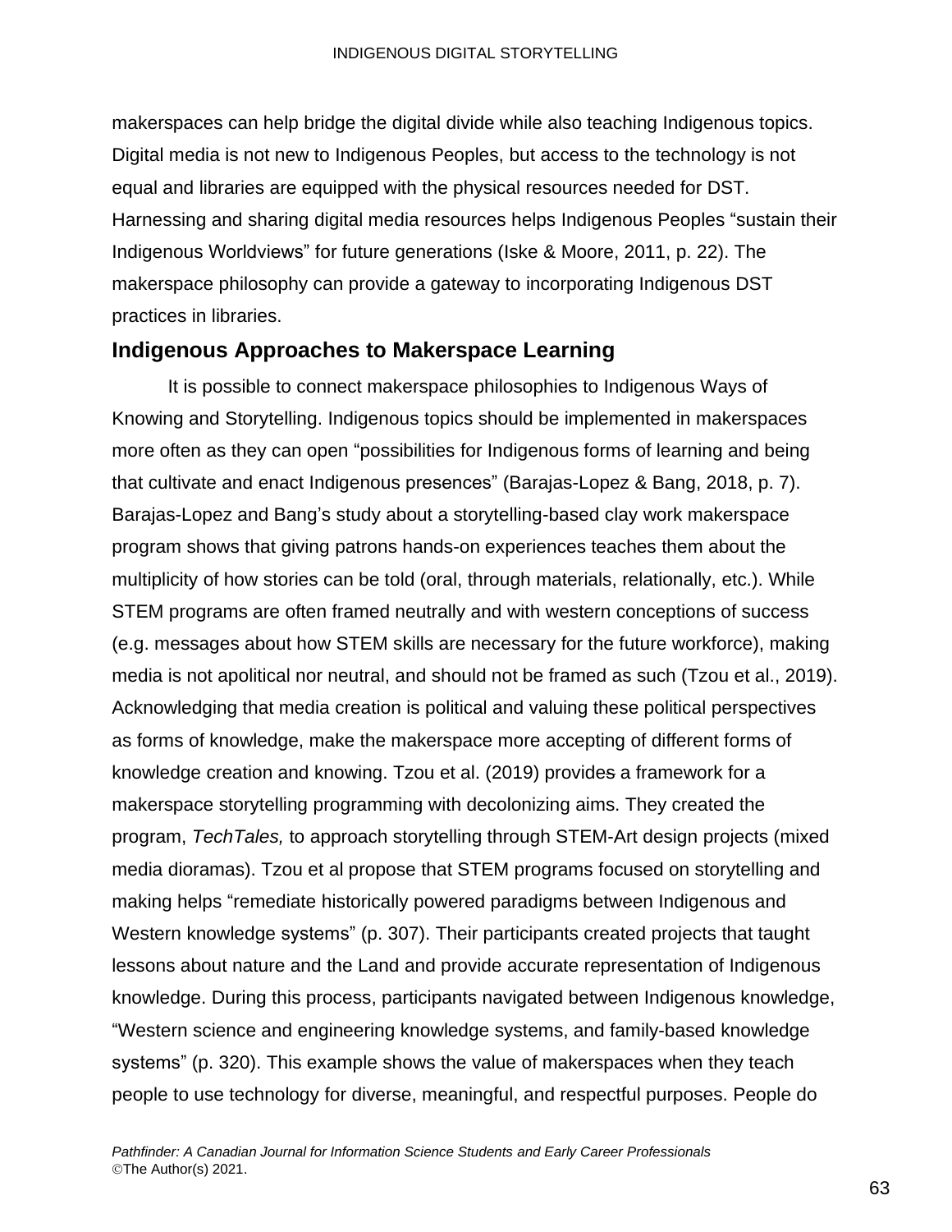makerspaces can help bridge the digital divide while also teaching Indigenous topics. Digital media is not new to Indigenous Peoples, but access to the technology is not equal and libraries are equipped with the physical resources needed for DST. Harnessing and sharing digital media resources helps Indigenous Peoples “sustain their Indigenous Worldviews” for future generations (Iske & Moore, 2011, p. 22). The makerspace philosophy can provide a gateway to incorporating Indigenous DST practices in libraries.

## Indigenous Approaches to Makerspace Learning

It is possible to connect makerspace philosophies to Indigenous Ways of Knowing and Storytelling. Indigenous topics should be implemented in makerspaces more often as they can open “possibilities for Indigenous forms of learning and being that cultivate and enact Indigenous presences” (Barajas-Lopez & Bang, 2018, p. 7). Barajas-Lopez and Bang’s study about a storytelling-based clay work makerspace program shows that giving patrons hands-on experiences teaches them about the multiplicity of how stories can be told (oral, through materials, relationally, etc.). While STEM programs are often framed neutrally and with western conceptions of success (e.g. messages about how STEM skills are necessary for the future workforce), making media is not apolitical nor neutral, and should not be framed as such (Tzou et al., 2019). Acknowledging that media creation is political and valuing these political perspectives as forms of knowledge, make the makerspace more accepting of different forms of knowledge creation and knowing. Tzou et al. (2019) provides a framework for a makerspace storytelling programming with decolonizing aims. They created the program, *TechTales,* to approach storytelling through STEM-Art design projects (mixed media dioramas). Tzou et al propose that STEM programs focused on storytelling and making helps “remediate historically powered paradigms between Indigenous and Western knowledge systems” (p. 307). Their participants created projects that taught lessons about nature and the Land and provide accurate representation of Indigenous knowledge. During this process, participants navigated between Indigenous knowledge, “Western science and engineering knowledge systems, and family-based knowledge systems” (p. 320). This example shows the value of makerspaces when they teach people to use technology for diverse, meaningful, and respectful purposes. People do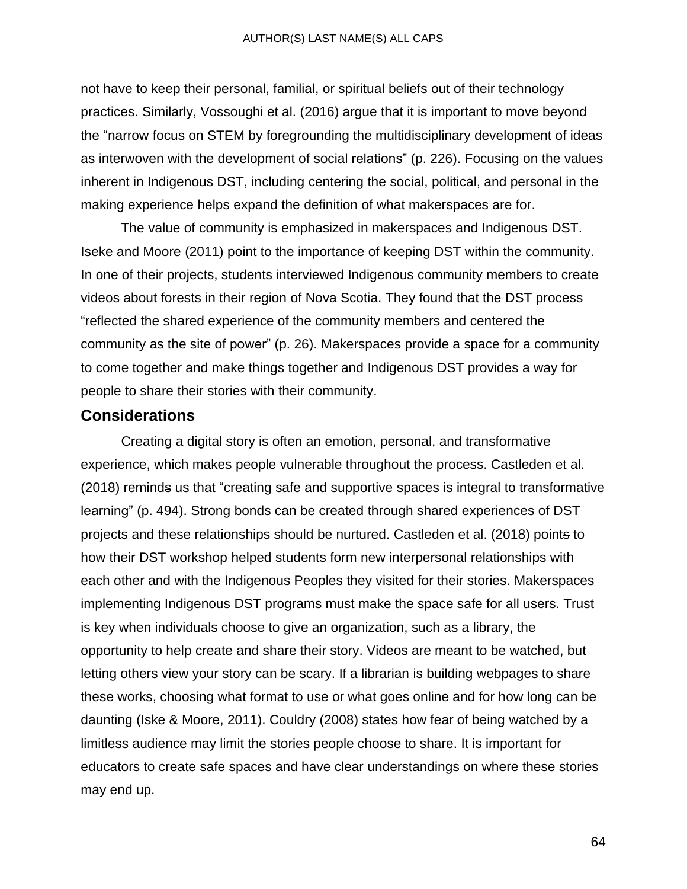not have to keep their personal, familial, or spiritual beliefs out of their technology practices. Similarly, Vossoughi et al. (2016) argue that it is important to move beyond the “narrow focus on STEM by foregrounding the multidisciplinary development of ideas as interwoven with the development of social relations” (p. 226). Focusing on the values inherent in Indigenous DST, including centering the social, political, and personal in the making experience helps expand the definition of what makerspaces are for.

The value of community is emphasized in makerspaces and Indigenous DST. Iseke and Moore (2011) point to the importance of keeping DST within the community. In one of their projects, students interviewed Indigenous community members to create videos about forests in their region of Nova Scotia. They found that the DST process “reflected the shared experience of the community members and centered the community as the site of power” (p. 26). Makerspaces provide a space for a community to come together and make things together and Indigenous DST provides a way for people to share their stories with their community.

## Considerations

Creating a digital story is often an emotion, personal, and transformative experience, which makes people vulnerable throughout the process. Castleden et al. (2018) reminds us that “creating safe and supportive spaces is integral to transformative learning” (p. 494). Strong bonds can be created through shared experiences of DST projects and these relationships should be nurtured. Castleden et al. (2018) points to how their DST workshop helped students form new interpersonal relationships with each other and with the Indigenous Peoples they visited for their stories. Makerspaces implementing Indigenous DST programs must make the space safe for all users. Trust is key when individuals choose to give an organization, such as a library, the opportunity to help create and share their story. Videos are meant to be watched, but letting others view your story can be scary. If a librarian is building webpages to share these works, choosing what format to use or what goes online and for how long can be daunting (Iske & Moore, 2011). Couldry (2008) states how fear of being watched by a limitless audience may limit the stories people choose to share. It is important for educators to create safe spaces and have clear understandings on where these stories may end up.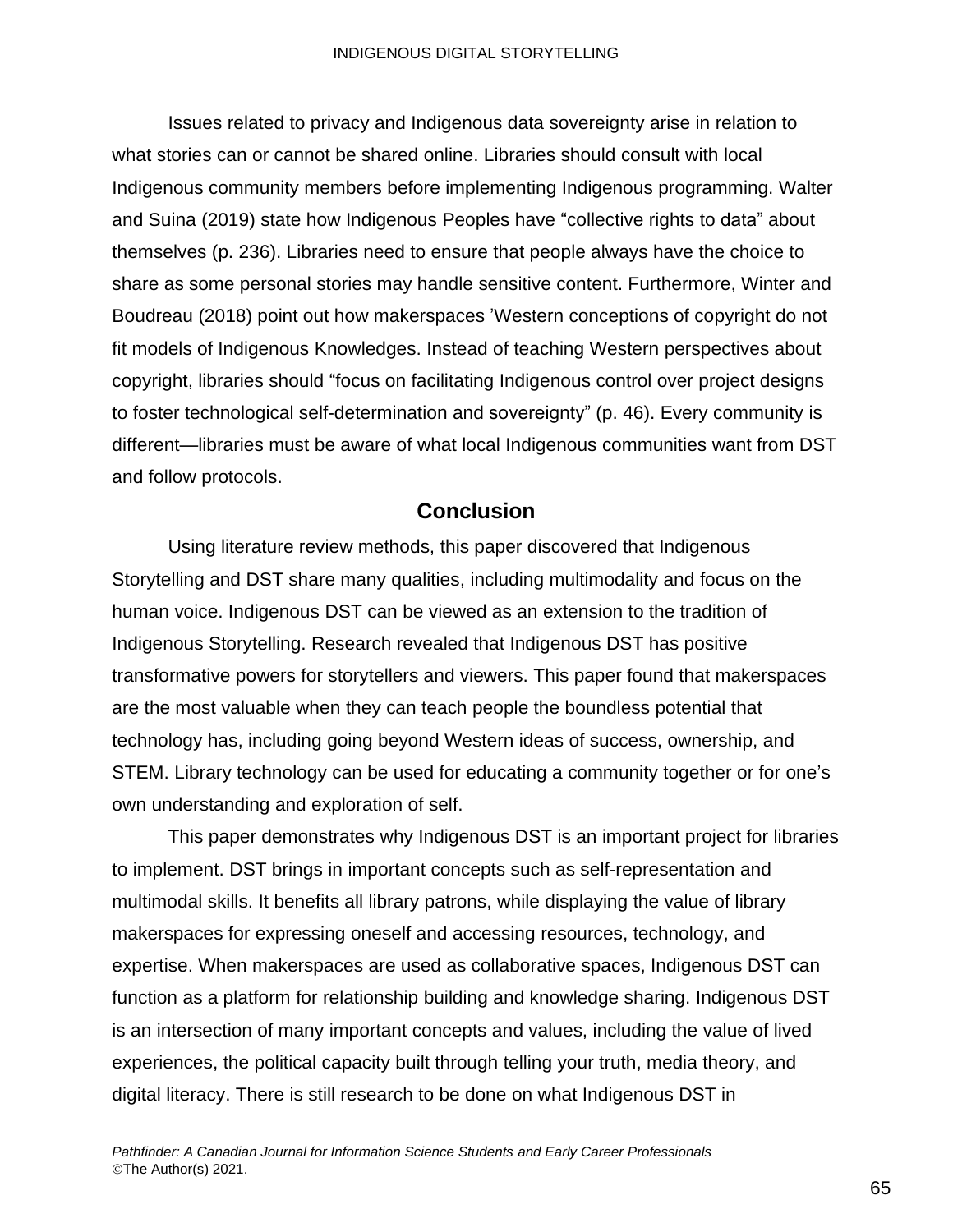Issues related to privacy and Indigenous data sovereignty arise in relation to what stories can or cannot be shared online. Libraries should consult with local Indigenous community members before implementing Indigenous programming. Walter and Suina (2019) state how Indigenous Peoples have "collective rights to data" about themselves (p. 236). Libraries need to ensure that people always have the choice to share as some personal stories may handle sensitive content. Furthermore, Winter and Boudreau (2018) point out how makerspaces 'Western conceptions of copyright do not fit models of Indigenous Knowledges. Instead of teaching Western perspectives about copyright, libraries should "focus on facilitating Indigenous control over project designs to foster technological self-determination and sovereignty" (p. 46). Every community is different—libraries must be aware of what local Indigenous communities want from DST and follow protocols.

## Conclusion

Using literature review methods, this paper discovered that Indigenous Storytelling and DST share many qualities, including multimodality and focus on the human voice. Indigenous DST can be viewed as an extension to the tradition of Indigenous Storytelling. Research revealed that Indigenous DST has positive transformative powers for storytellers and viewers. This paper found that makerspaces are the most valuable when they can teach people the boundless potential that technology has, including going beyond Western ideas of success, ownership, and STEM. Library technology can be used for educating a community together or for one's own understanding and exploration of self.

This paper demonstrates why Indigenous DST is an important project for libraries to implement. DST brings in important concepts such as self-representation and multimodal skills. It benefits all library patrons, while displaying the value of library makerspaces for expressing oneself and accessing resources, technology, and expertise. When makerspaces are used as collaborative spaces, Indigenous DST can function as a platform for relationship building and knowledge sharing. Indigenous DST is an intersection of many important concepts and values, including the value of lived experiences, the political capacity built through telling your truth, media theory, and digital literacy. There is still research to be done on what Indigenous DST in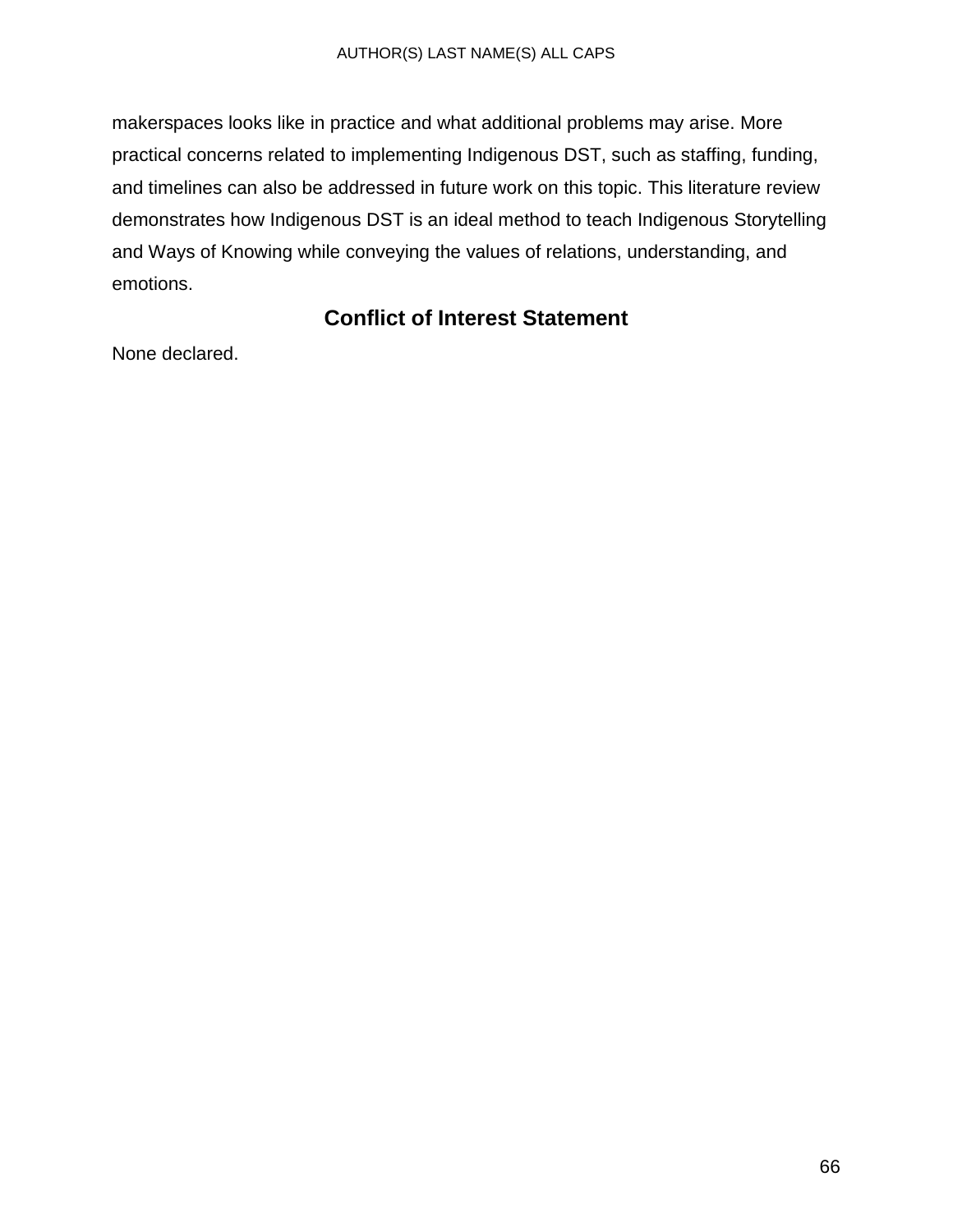makerspaces looks like in practice and what additional problems may arise. More practical concerns related to implementing Indigenous DST, such as staffing, funding, and timelines can also be addressed in future work on this topic. This literature review demonstrates how Indigenous DST is an ideal method to teach Indigenous Storytelling and Ways of Knowing while conveying the values of relations, understanding, and emotions.

## Conflict of Interest Statement

None declared.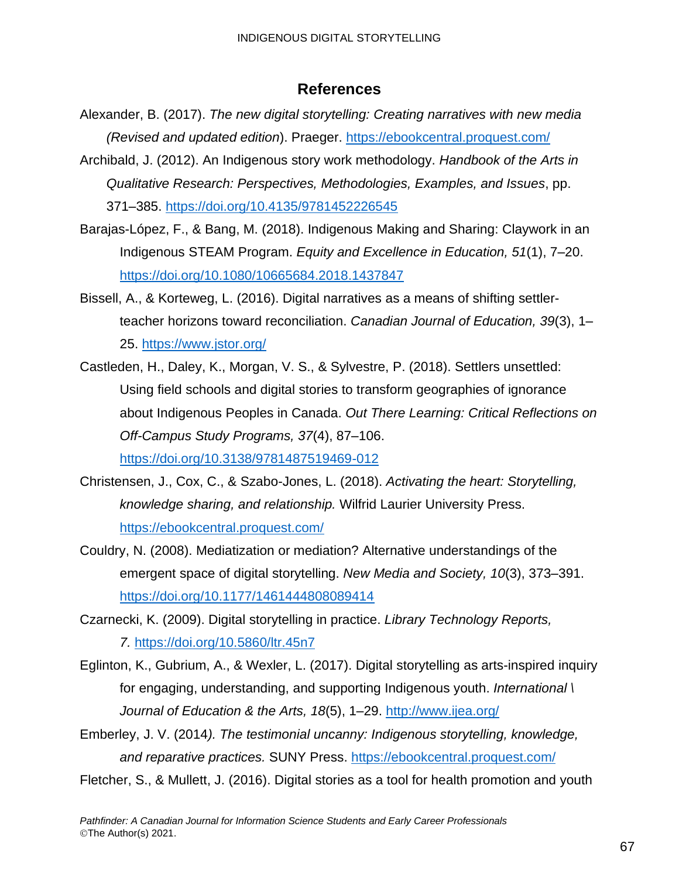## References

Alexander, B. (2017). *The new digital storytelling: Creating narratives with new media (Revised and updated edition*). Praeger. https://ebookcentral.proquest.com/

Archibald, J. (2012). An Indigenous story work methodology. *Handbook of the Arts in Qualitative Research: Perspectives, Methodologies, Examples, and Issues*, pp. 371–385. https://doi.org/10.4135/9781452226545

Barajas-López, F., & Bang, M. (2018). Indigenous Making and Sharing: Claywork in an Indigenous STEAM Program. *Equity and Excellence in Education, 51*(1), 7–20. https://doi.org/10.1080/10665684.2018.1437847

Bissell, A., & Korteweg, L. (2016). Digital narratives as a means of shifting settler-teacher horizons toward reconciliation. *Canadian Journal of Education, 39*(3), 1–25. https://www.jstor.org/

Castleden, H., Daley, K., Morgan, V. S., & Sylvestre, P. (2018). Settlers unsettled: Using field schools and digital stories to transform geographies of ignorance about Indigenous Peoples in Canada. *Out There Learning: Critical Reflections on Off-Campus Study Programs, 37*(4), 87–106. https://doi.org/10.3138/9781487519469-012

Christensen, J., Cox, C., & Szabo-Jones, L. (2018). *Activating the heart: Storytelling, knowledge sharing, and relationship.* Wilfrid Laurier University Press. https://ebookcentral.proquest.com/

Couldry, N. (2008). Mediatization or mediation? Alternative understandings of the emergent space of digital storytelling. *New Media and Society, 10*(3), 373–391. https://doi.org/10.1177/1461444808089414

Czarnecki, K. (2009). Digital storytelling in practice. *Library Technology Reports, 7.* https://doi.org/10.5860/ltr.45n7

Eglinton, K., Gubrium, A., & Wexler, L. (2017). Digital storytelling as arts-inspired inquiry for engaging, understanding, and supporting Indigenous youth. *International \ Journal of Education & the Arts, 18*(5), 1–29. http://www.ijea.org/

Emberley, J. V. (2014*). The testimonial uncanny: Indigenous storytelling, knowledge, and reparative practices.* SUNY Press. https://ebookcentral.proquest.com/

Fletcher, S., & Mullett, J. (2016). Digital stories as a tool for health promotion and youth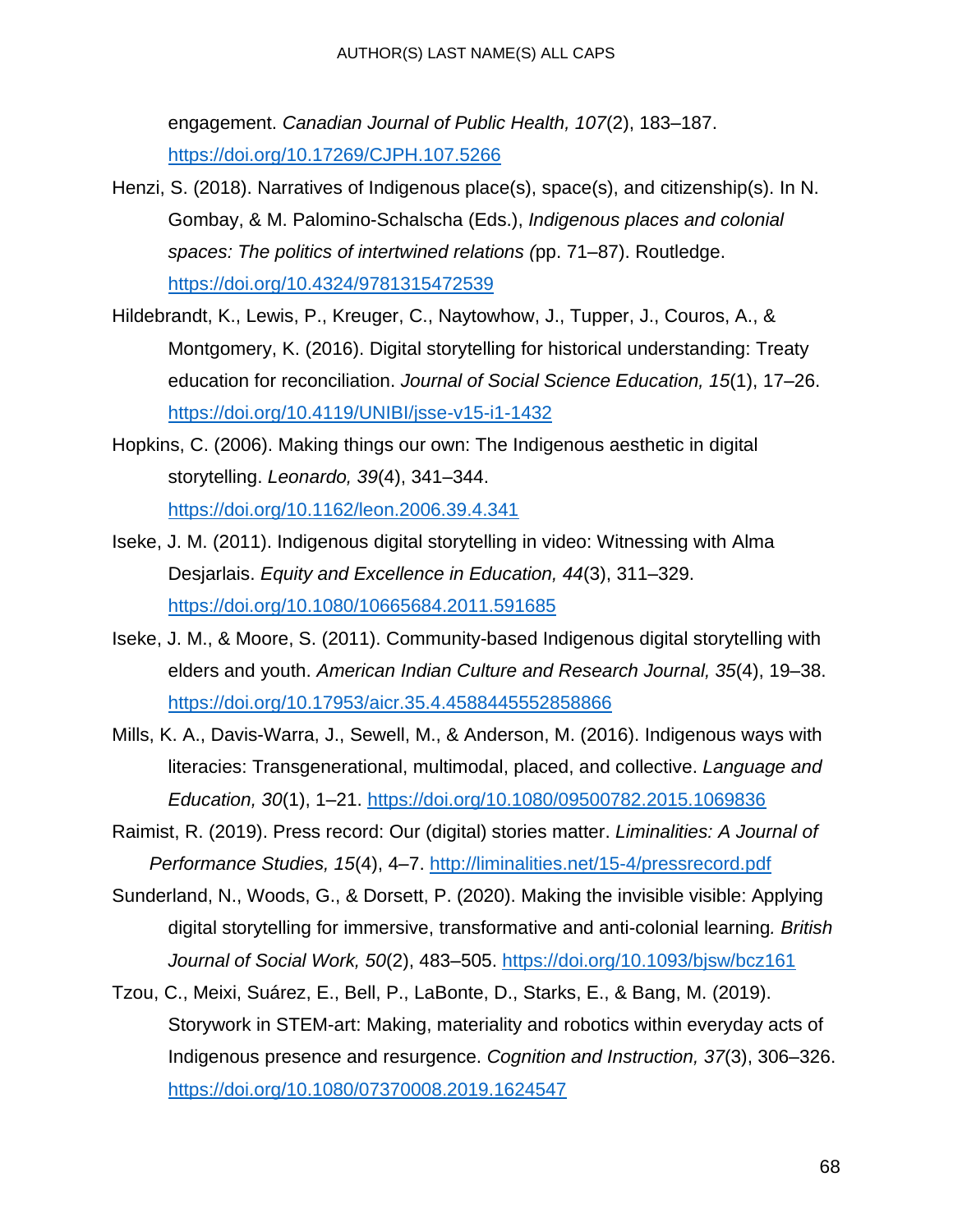engagement. *Canadian Journal of Public Health, 107*(2), 183–187. https://doi.org/10.17269/CJPH.107.5266

Henzi, S. (2018). Narratives of Indigenous place(s), space(s), and citizenship(s). In N. Gombay, & M. Palomino-Schalscha (Eds.), *Indigenous places and colonial spaces: The politics of intertwined relations (*pp. 71–87). Routledge. https://doi.org/10.4324/9781315472539

Hildebrandt, K., Lewis, P., Kreuger, C., Naytowhow, J., Tupper, J., Couros, A., & Montgomery, K. (2016). Digital storytelling for historical understanding: Treaty education for reconciliation. *Journal of Social Science Education, 15*(1), 17–26. https://doi.org/10.4119/UNIBI/jsse-v15-i1-1432

Hopkins, C. (2006). Making things our own: The Indigenous aesthetic in digital storytelling. *Leonardo, 39*(4), 341–344. https://doi.org/10.1162/leon.2006.39.4.341

Iseke, J. M. (2011). Indigenous digital storytelling in video: Witnessing with Alma Desjarlais. *Equity and Excellence in Education, 44*(3), 311–329. https://doi.org/10.1080/10665684.2011.591685

Iseke, J. M., & Moore, S. (2011). Community-based Indigenous digital storytelling with elders and youth. *American Indian Culture and Research Journal, 35*(4), 19–38. https://doi.org/10.17953/aicr.35.4.4588445552858866

Mills, K. A., Davis-Warra, J., Sewell, M., & Anderson, M. (2016). Indigenous ways with literacies: Transgenerational, multimodal, placed, and collective. *Language and Education, 30*(1), 1–21. https://doi.org/10.1080/09500782.2015.1069836

Raimist, R. (2019). Press record: Our (digital) stories matter. *Liminalities: A Journal of Performance Studies, 15*(4), 4–7. http://liminalities.net/15-4/pressrecord.pdf

Sunderland, N., Woods, G., & Dorsett, P. (2020). Making the invisible visible: Applying digital storytelling for immersive, transformative and anti-colonial learning. *British Journal of Social Work, 50*(2), 483–505. https://doi.org/10.1093/bjsw/bcz161

Tzou, C., Meixi, Suárez, E., Bell, P., LaBonte, D., Starks, E., & Bang, M. (2019). Storywork in STEM-art: Making, materiality and robotics within everyday acts of Indigenous presence and resurgence. *Cognition and Instruction, 37*(3), 306–326. https://doi.org/10.1080/07370008.2019.1624547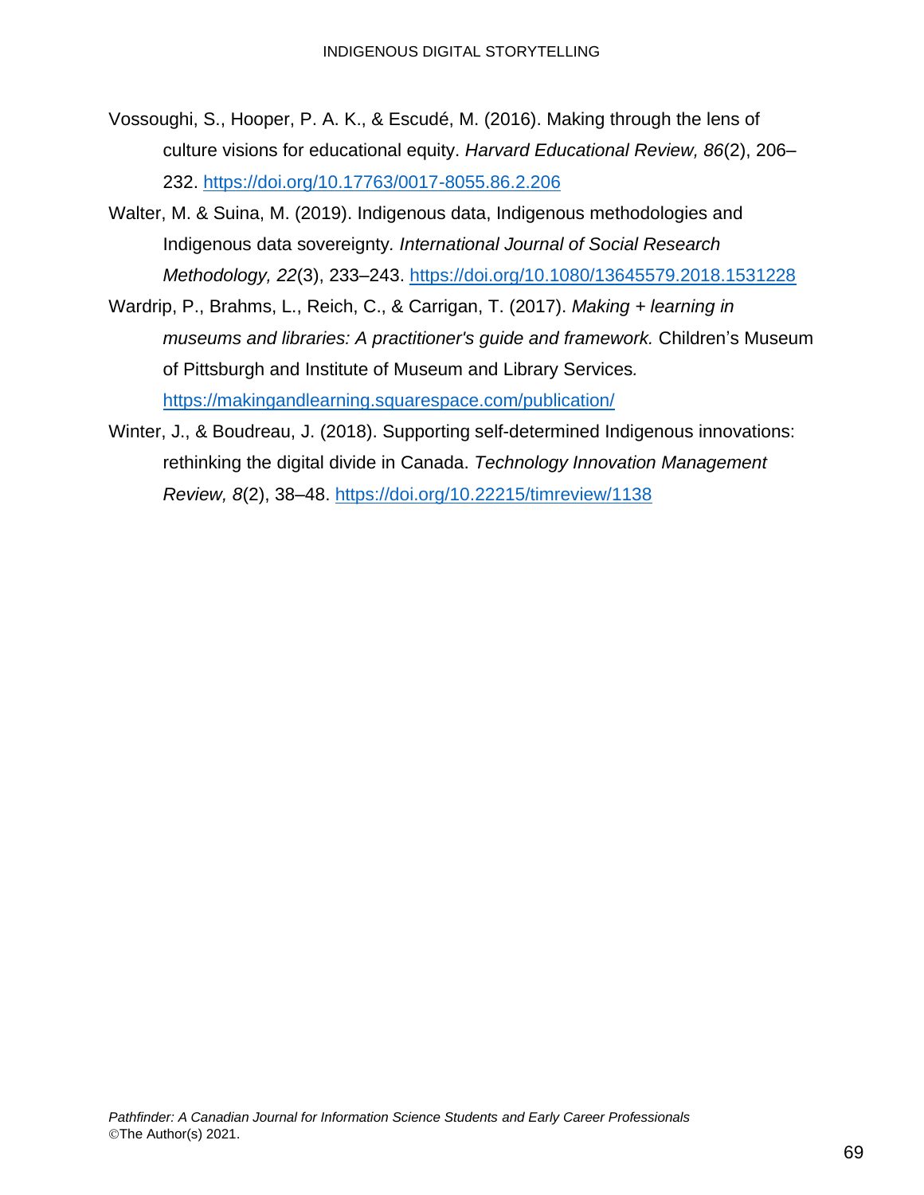Vossoughi, S., Hooper, P. A. K., & Escudé, M. (2016). Making through the lens of culture visions for educational equity. *Harvard Educational Review, 86*(2), 206–232. https://doi.org/10.17763/0017-8055.86.2.206

Walter, M. & Suina, M. (2019). Indigenous data, Indigenous methodologies and Indigenous data sovereignty. *International Journal of Social Research Methodology, 22*(3), 233–243. https://doi.org/10.1080/13645579.2018.1531228

Wardrip, P., Brahms, L., Reich, C., & Carrigan, T. (2017). *Making + learning in museums and libraries: A practitioner's guide and framework.* Children's Museum of Pittsburgh and Institute of Museum and Library Services. https://makingandlearning.squarespace.com/publication/

Winter, J., & Boudreau, J. (2018). Supporting self-determined Indigenous innovations: rethinking the digital divide in Canada. *Technology Innovation Management Review, 8*(2), 38–48. https://doi.org/10.22215/timreview/1138